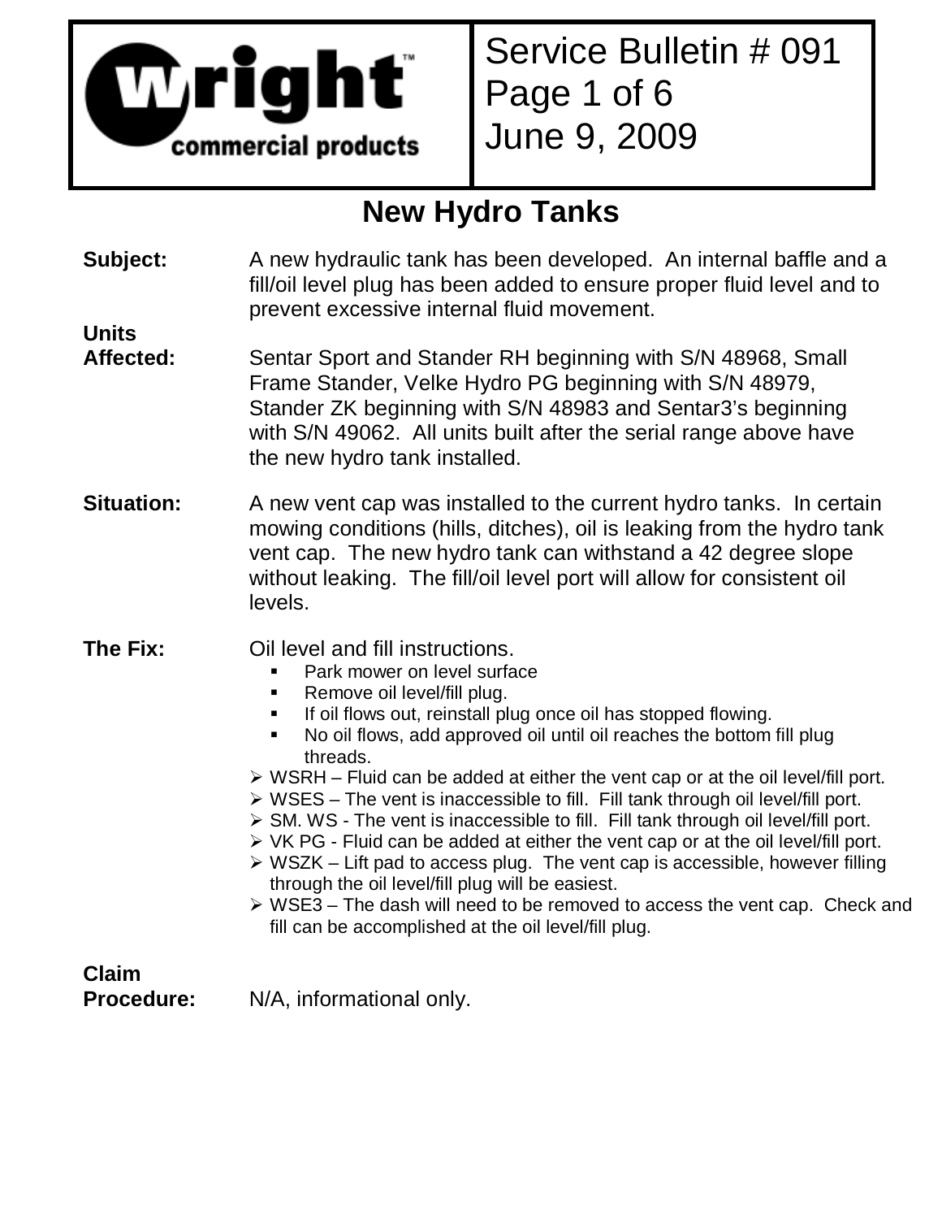**Wright™ commercial products**

Service Bulletin # 091
June 9, 2009

# New Hydro Tanks

**Subject:** A new hydraulic tank has been developed. An internal baffle and a fill/oil level plug has been added to ensure proper fluid level and to prevent excessive internal fluid movement.

**Units Affected:** Sentar Sport and Stander RH beginning with S/N 48968, Small Frame Stander, Velke Hydro PG beginning with S/N 48979, Stander ZK beginning with S/N 48983 and Sentar3's beginning with S/N 49062. All units built after the serial range above have the new hydro tank installed.

**Situation:** A new vent cap was installed to the current hydro tanks. In certain mowing conditions (hills, ditches), oil is leaking from the hydro tank vent cap. The new hydro tank can withstand a 42 degree slope without leaking. The fill/oil level port will allow for consistent oil levels.

**The Fix:** Oil level and fill instructions.

- Park mower on level surface
- Remove oil level/fill plug.
- If oil flows out, reinstall plug once oil has stopped flowing.
- No oil flows, add approved oil until oil reaches the bottom fill plug threads.

- WSRH – Fluid can be added at either the vent cap or at the oil level/fill port.
- WSES – The vent is inaccessible to fill. Fill tank through oil level/fill port.
- SM. WS - The vent is inaccessible to fill. Fill tank through oil level/fill port.
- VK PG - Fluid can be added at either the vent cap or at the oil level/fill port.
- WSZK – Lift pad to access plug. The vent cap is accessible, however filling through the oil level/fill plug will be easiest.
- WSE3 – The dash will need to be removed to access the vent cap. Check and fill can be accomplished at the oil level/fill plug.

**Claim Procedure:** N/A, informational only.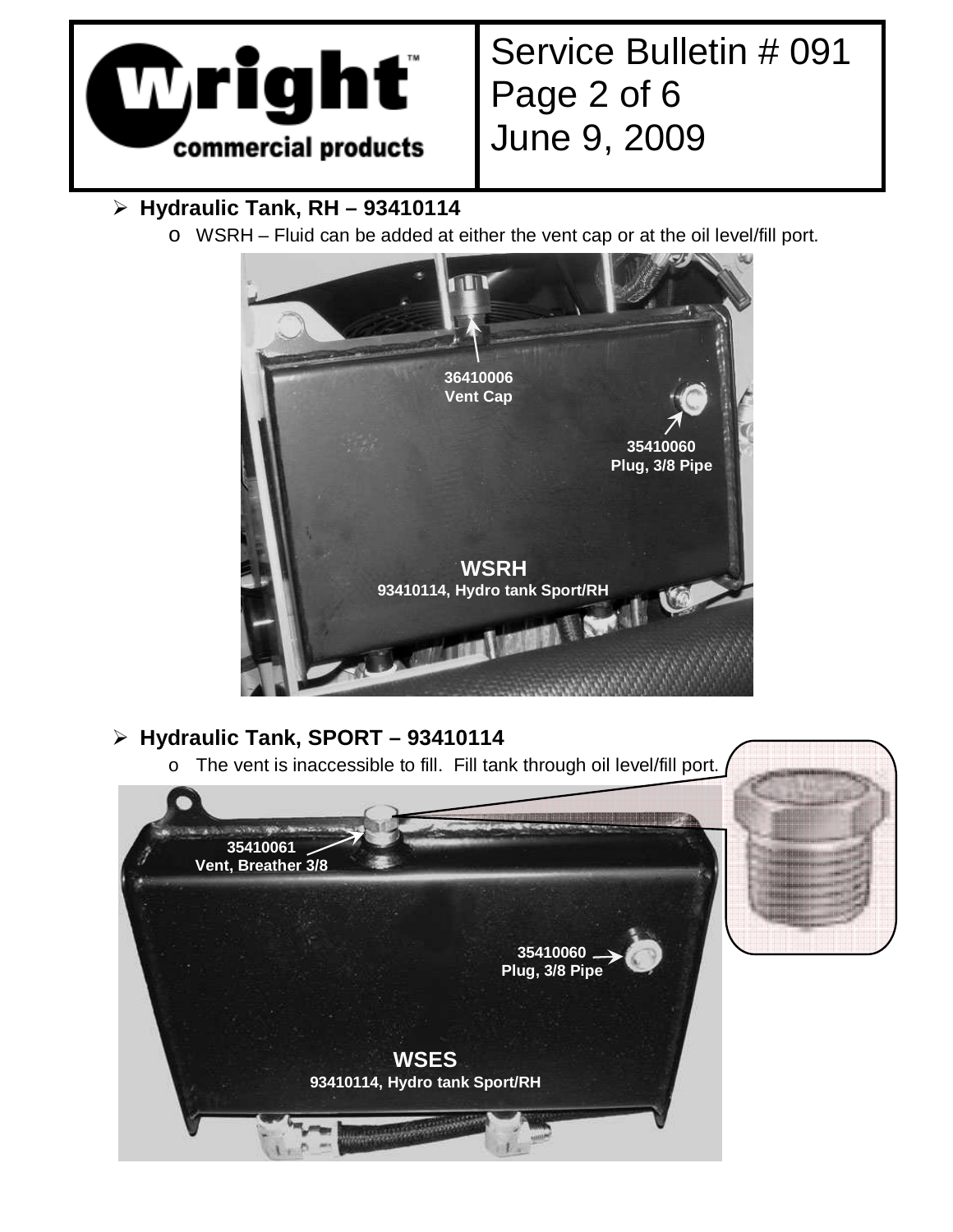- **Hydraulic Tank, RH – 93410114**
  - WSRH – Fluid can be added at either the vent cap or at the oil level/fill port.

36410006
Vent Cap

35410060
Plug, 3/8 Pipe

**WSRH**
**93410114, Hydro tank Sport/RH**

- **Hydraulic Tank, SPORT – 93410114**
  - The vent is inaccessible to fill. Fill tank through oil level/fill port.

35410061
Vent, Breather 3/8

35410060
Plug, 3/8 Pipe

**WSES**
**93410114, Hydro tank Sport/RH**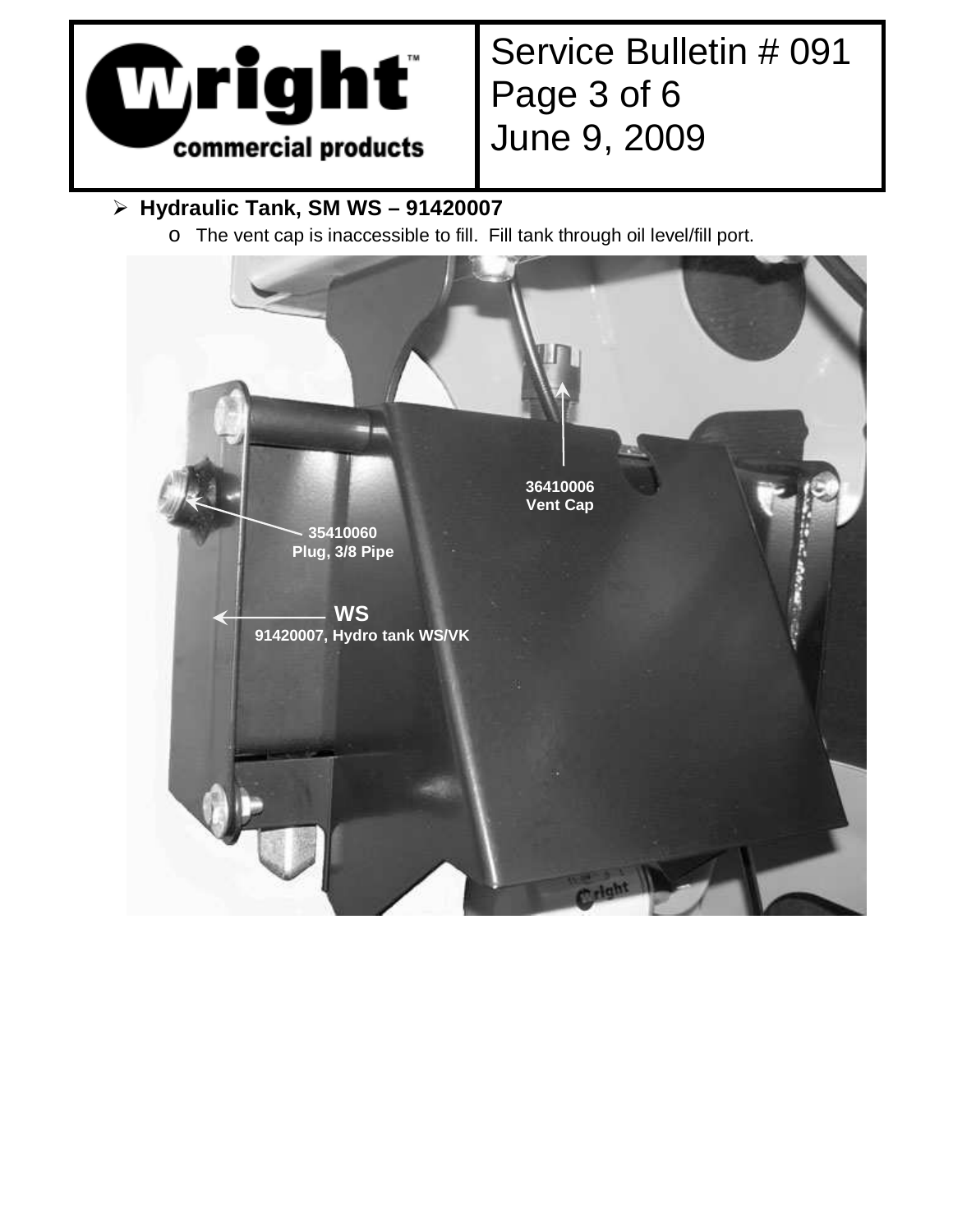- **Hydraulic Tank, SM WS – 91420007**
  - The vent cap is inaccessible to fill. Fill tank through oil level/fill port.

36410006
Vent Cap

35410060
Plug, 3/8 Pipe

**WS**
91420007, Hydro tank WS/VK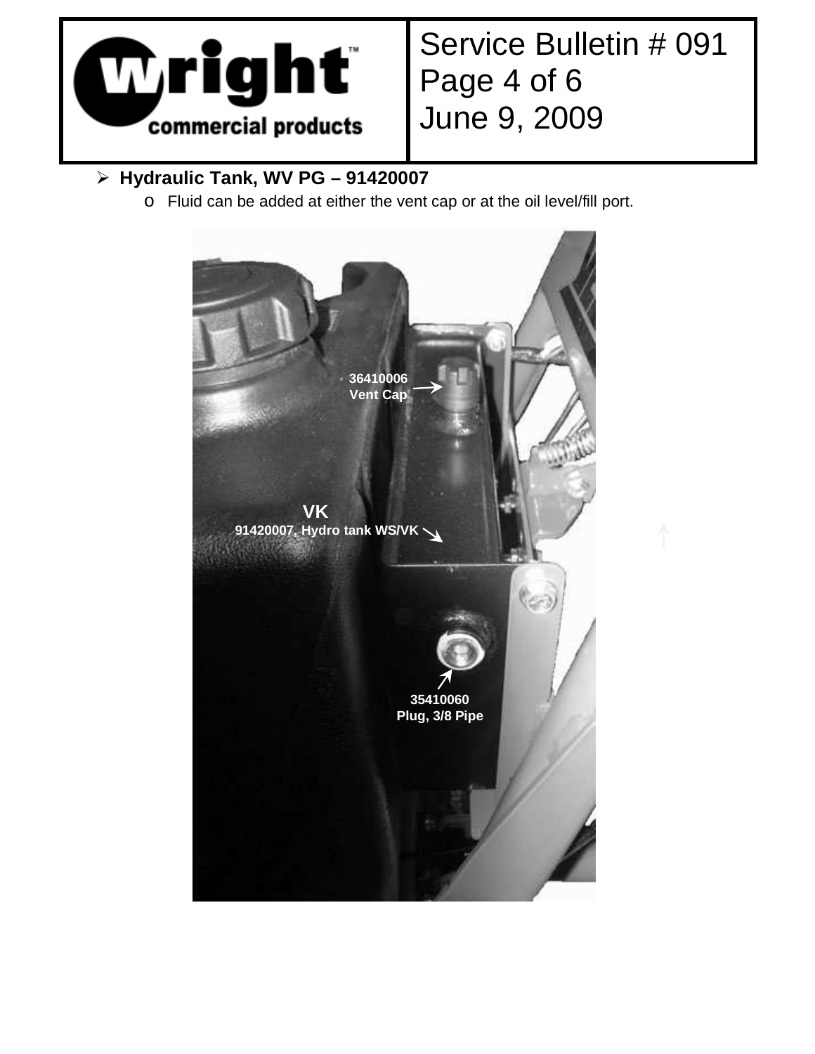- **Hydraulic Tank, WV PG – 91420007**
  - Fluid can be added at either the vent cap or at the oil level/fill port.

36410006
Vent Cap

VK
91420007, Hydro tank WS/VK

35410060
Plug, 3/8 Pipe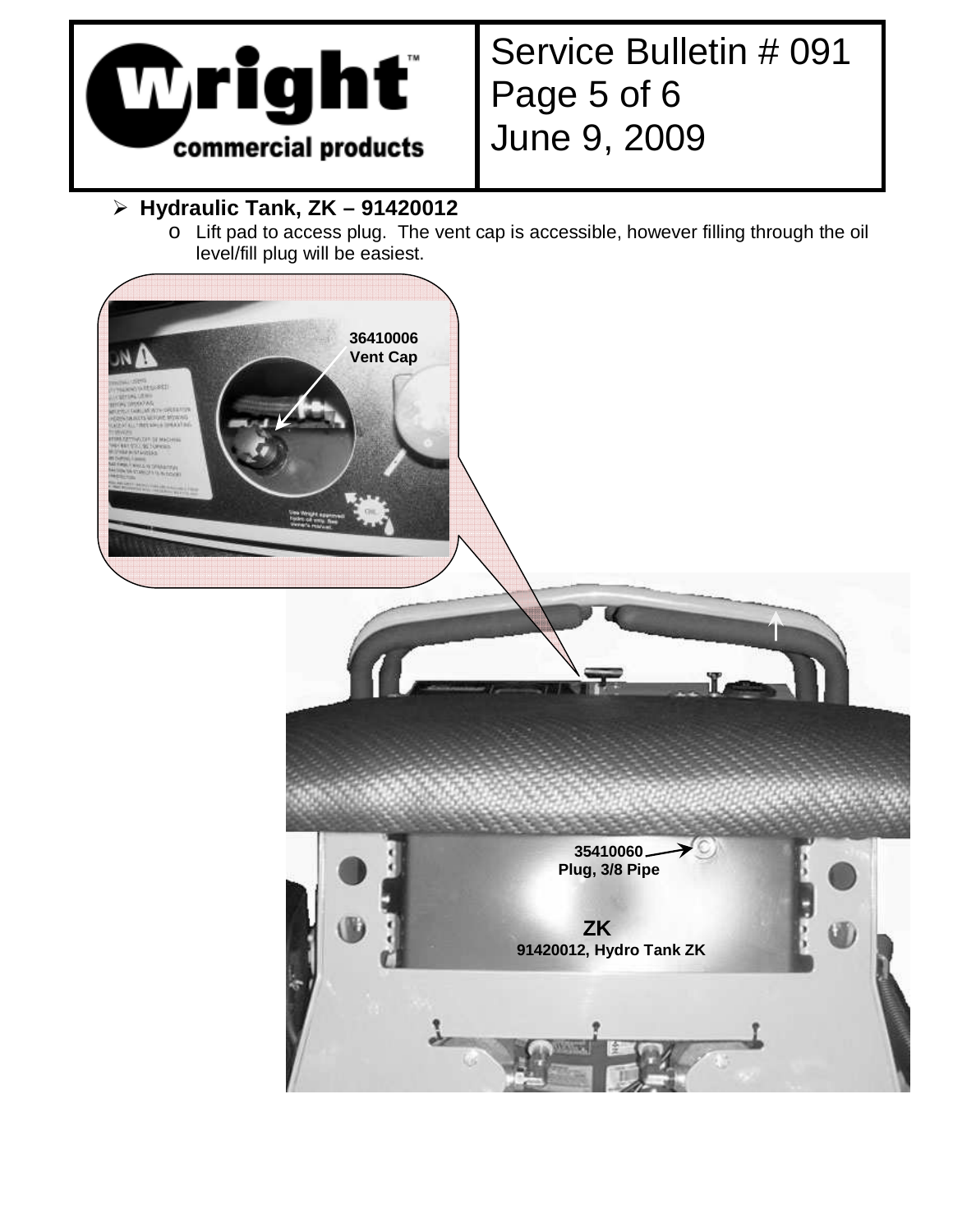- **Hydraulic Tank, ZK – 91420012**
  - Lift pad to access plug. The vent cap is accessible, however filling through the oil level/fill plug will be easiest.

36410006
Vent Cap

35410060
Plug, 3/8 Pipe

ZK
91420012, Hydro Tank ZK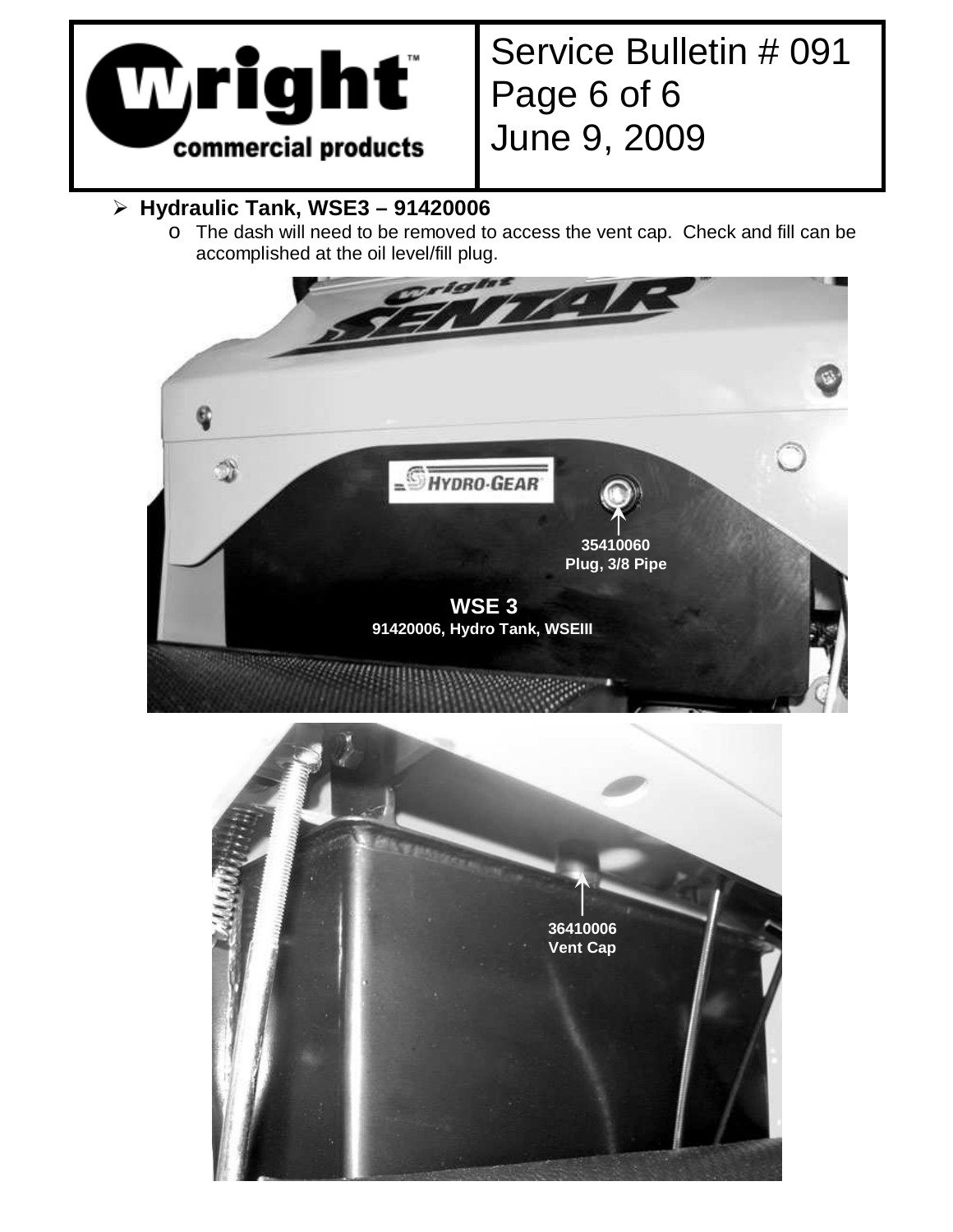- **Hydraulic Tank, WSE3 – 91420006**
  - The dash will need to be removed to access the vent cap. Check and fill can be accomplished at the oil level/fill plug.

35410060
Plug, 3/8 Pipe

WSE 3
91420006, Hydro Tank, WSEIII

36410006
Vent Cap